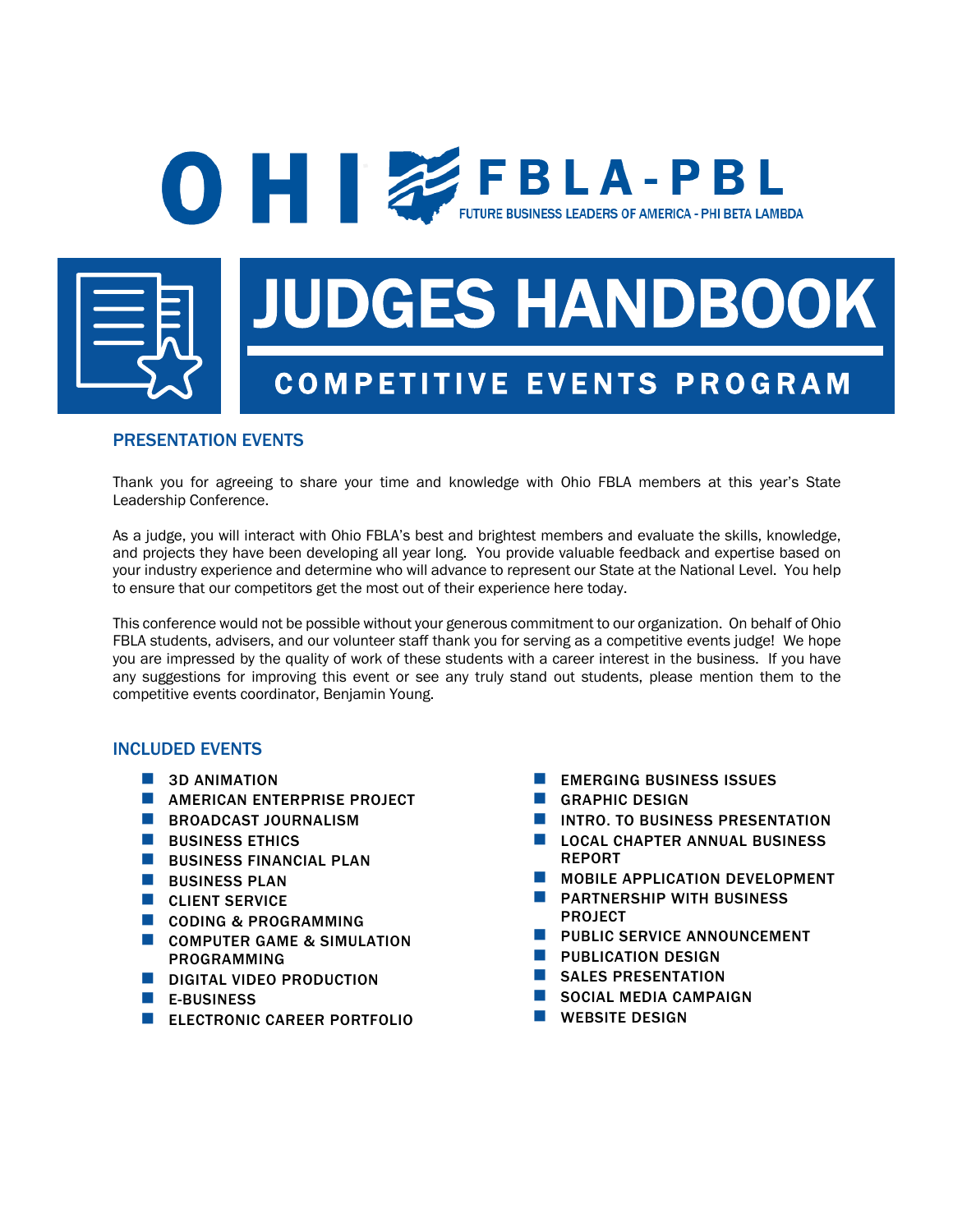# OHIO FBLA-PBL

FUTURE BUSINESS LEADERS OF AMERICA - PHI BETA LAMBDA

# JUDGES HANDBOOK

## COMPETITIVE EVENTS PROGRAM

### PRESENTATION EVENTS

Thank you for agreeing to share your time and knowledge with Ohio FBLA members at this year's State Leadership Conference.

As a judge, you will interact with Ohio FBLA's best and brightest members and evaluate the skills, knowledge, and projects they have been developing all year long. You provide valuable feedback and expertise based on your industry experience and determine who will advance to represent our State at the National Level. You help to ensure that our competitors get the most out of their experience here today.

This conference would not be possible without your generous commitment to our organization. On behalf of Ohio FBLA students, advisers, and our volunteer staff thank you for serving as a competitive events judge! We hope you are impressed by the quality of work of these students with a career interest in the business. If you have any suggestions for improving this event or see any truly stand out students, please mention them to the competitive events coordinator, Benjamin Young.

### INCLUDED EVENTS

- 3D ANIMATION
- AMERICAN ENTERPRISE PROJECT
- BROADCAST JOURNALISM
- BUSINESS ETHICS
- BUSINESS FINANCIAL PLAN
- BUSINESS PLAN
- CLIENT SERVICE
- CODING & PROGRAMMING
- COMPUTER GAME & SIMULATION PROGRAMMING
- DIGITAL VIDEO PRODUCTION
- E-BUSINESS
- ELECTRONIC CAREER PORTFOLIO
- EMERGING BUSINESS ISSUES
- GRAPHIC DESIGN
- INTRO. TO BUSINESS PRESENTATION
- LOCAL CHAPTER ANNUAL BUSINESS REPORT
- MOBILE APPLICATION DEVELOPMENT
- PARTNERSHIP WITH BUSINESS PROJECT
- PUBLIC SERVICE ANNOUNCEMENT
- PUBLICATION DESIGN
- SALES PRESENTATION
- SOCIAL MEDIA CAMPAIGN
- WEBSITE DESIGN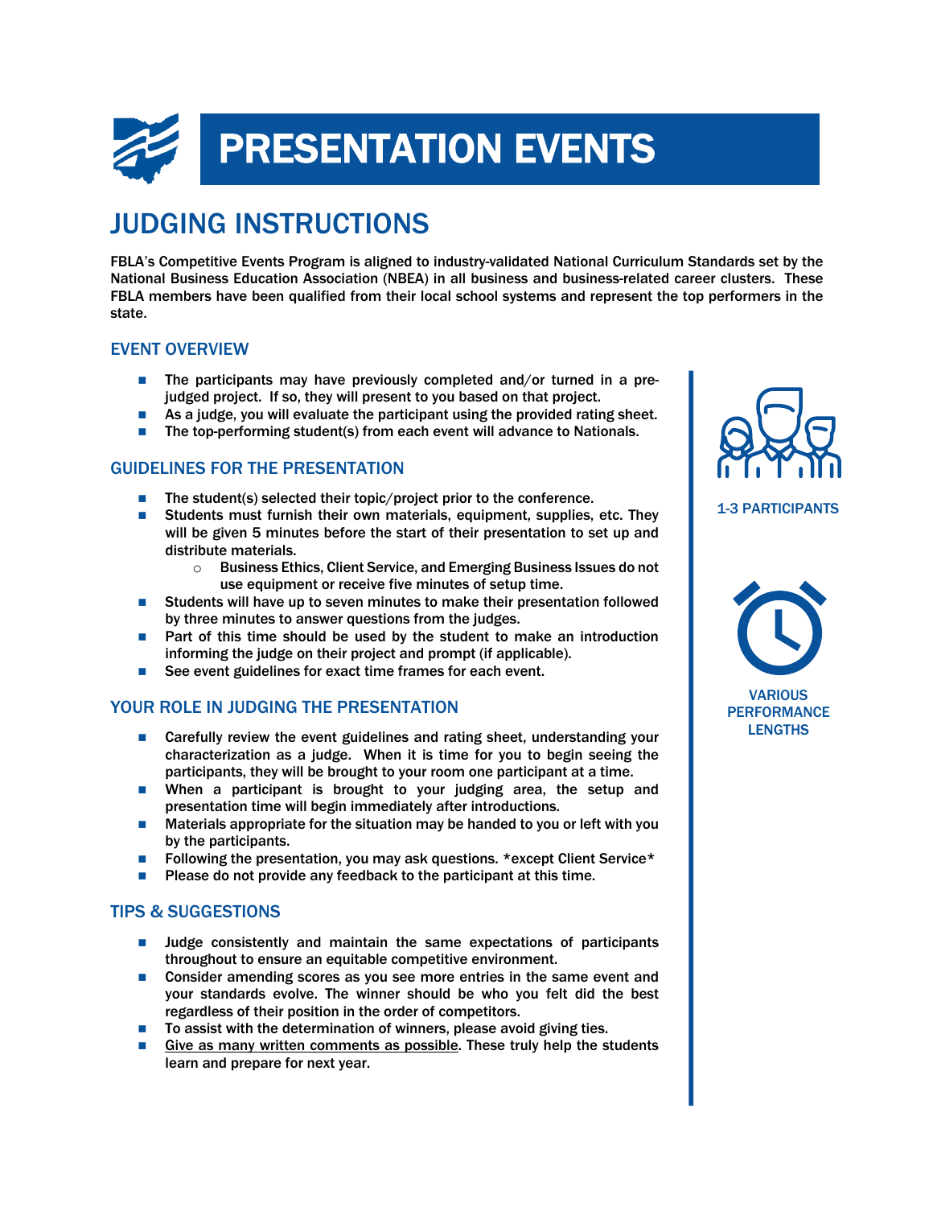# PRESENTATION EVENTS

## JUDGING INSTRUCTIONS

FBLA's Competitive Events Program is aligned to industry-validated National Curriculum Standards set by the National Business Education Association (NBEA) in all business and business-related career clusters. These FBLA members have been qualified from their local school systems and represent the top performers in the state.

### EVENT OVERVIEW

- The participants may have previously completed and/or turned in a pre-judged project. If so, they will present to you based on that project.
- As a judge, you will evaluate the participant using the provided rating sheet.
- The top-performing student(s) from each event will advance to Nationals.

### GUIDELINES FOR THE PRESENTATION

- The student(s) selected their topic/project prior to the conference.
- Students must furnish their own materials, equipment, supplies, etc. They will be given 5 minutes before the start of their presentation to set up and distribute materials.
  - Business Ethics, Client Service, and Emerging Business Issues do not use equipment or receive five minutes of setup time.
- Students will have up to seven minutes to make their presentation followed by three minutes to answer questions from the judges.
- Part of this time should be used by the student to make an introduction informing the judge on their project and prompt (if applicable).
- See event guidelines for exact time frames for each event.

### YOUR ROLE IN JUDGING THE PRESENTATION

- Carefully review the event guidelines and rating sheet, understanding your characterization as a judge. When it is time for you to begin seeing the participants, they will be brought to your room one participant at a time.
- When a participant is brought to your judging area, the setup and presentation time will begin immediately after introductions.
- Materials appropriate for the situation may be handed to you or left with you by the participants.
- Following the presentation, you may ask questions. *except Client Service*
- Please do not provide any feedback to the participant at this time.

### TIPS & SUGGESTIONS

- Judge consistently and maintain the same expectations of participants throughout to ensure an equitable competitive environment.
- Consider amending scores as you see more entries in the same event and your standards evolve. The winner should be who you felt did the best regardless of their position in the order of competitors.
- To assist with the determination of winners, please avoid giving ties.
- Give as many written comments as possible. These truly help the students learn and prepare for next year.

1-3 PARTICIPANTS

VARIOUS PERFORMANCE LENGTHS